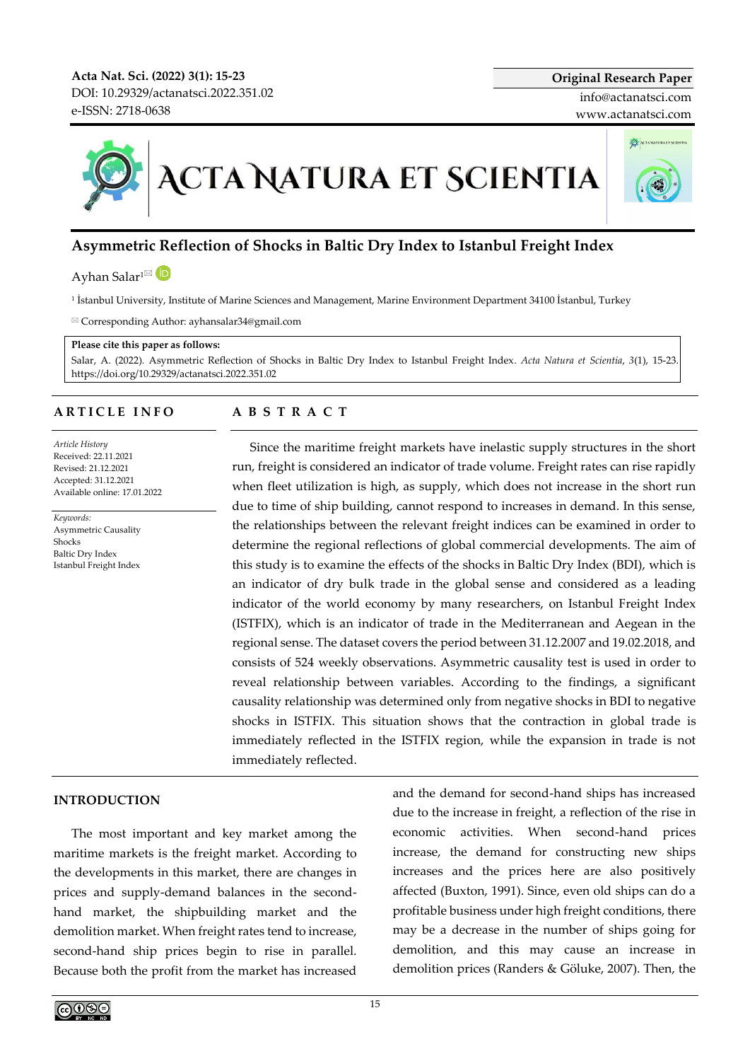Acta Nat. Sci. (2022) 3(1): 15-23
DOI: 10.29329/actanatsci.2022.351.02
e-ISSN: 2718-0638

**Original Research Paper**
info@actanatsci.com
www.actanatsci.com

# Asymmetric Reflection of Shocks in Baltic Dry Index to Istanbul Freight Index

Ayhan Salar[1]

[1] İstanbul University, Institute of Marine Sciences and Management, Marine Environment Department 34100 İstanbul, Turkey

Corresponding Author: ayhansalar34@gmail.com

**Please cite this paper as follows:**
Salar, A. (2022). Asymmetric Reflection of Shocks in Baltic Dry Index to Istanbul Freight Index. *Acta Natura et Scientia*, 3(1), 15-23. https://doi.org/10.29329/actanatsci.2022.351.02

## ARTICLE INFO

*Article History*
Received: 22.11.2021
Revised: 21.12.2021
Accepted: 31.12.2021
Available online: 17.01.2022

*Keywords:*
Asymmetric Causality
Shocks
Baltic Dry Index
Istanbul Freight Index

## ABSTRACT

Since the maritime freight markets have inelastic supply structures in the short run, freight is considered an indicator of trade volume. Freight rates can rise rapidly when fleet utilization is high, as supply, which does not increase in the short run due to time of ship building, cannot respond to increases in demand. In this sense, the relationships between the relevant freight indices can be examined in order to determine the regional reflections of global commercial developments. The aim of this study is to examine the effects of the shocks in Baltic Dry Index (BDI), which is an indicator of dry bulk trade in the global sense and considered as a leading indicator of the world economy by many researchers, on Istanbul Freight Index (ISTFIX), which is an indicator of trade in the Mediterranean and Aegean in the regional sense. The dataset covers the period between 31.12.2007 and 19.02.2018, and consists of 524 weekly observations. Asymmetric causality test is used in order to reveal relationship between variables. According to the findings, a significant causality relationship was determined only from negative shocks in BDI to negative shocks in ISTFIX. This situation shows that the contraction in global trade is immediately reflected in the ISTFIX region, while the expansion in trade is not immediately reflected.

## INTRODUCTION

The most important and key market among the maritime markets is the freight market. According to the developments in this market, there are changes in prices and supply-demand balances in the second-hand market, the shipbuilding market and the demolition market. When freight rates tend to increase, second-hand ship prices begin to rise in parallel. Because both the profit from the market has increased and the demand for second-hand ships has increased due to the increase in freight, a reflection of the rise in economic activities. When second-hand prices increase, the demand for constructing new ships increases and the prices here are also positively affected (Buxton, 1991). Since, even old ships can do a profitable business under high freight conditions, there may be a decrease in the number of ships going for demolition, and this may cause an increase in demolition prices (Randers & Göluke, 2007). Then, the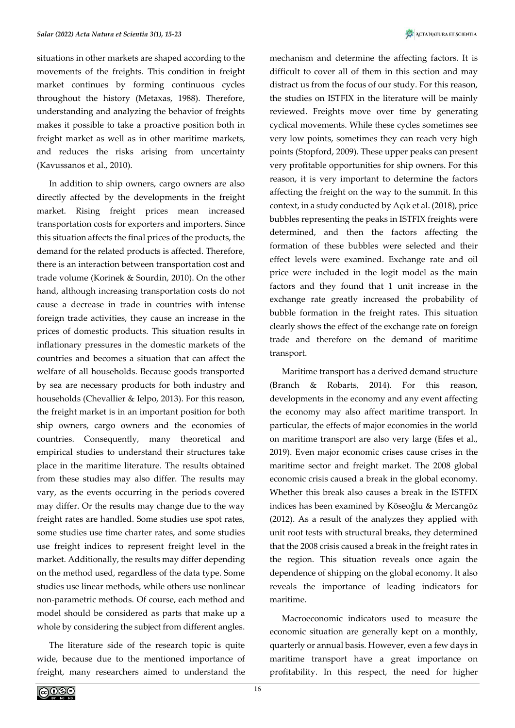situations in other markets are shaped according to the movements of the freights. This condition in freight market continues by forming continuous cycles throughout the history (Metaxas, 1988). Therefore, understanding and analyzing the behavior of freights makes it possible to take a proactive position both in freight market as well as in other maritime markets, and reduces the risks arising from uncertainty (Kavussanos et al., 2010).

In addition to ship owners, cargo owners are also directly affected by the developments in the freight market. Rising freight prices mean increased transportation costs for exporters and importers. Since this situation affects the final prices of the products, the demand for the related products is affected. Therefore, there is an interaction between transportation cost and trade volume (Korinek & Sourdin, 2010). On the other hand, although increasing transportation costs do not cause a decrease in trade in countries with intense foreign trade activities, they cause an increase in the prices of domestic products. This situation results in inflationary pressures in the domestic markets of the countries and becomes a situation that can affect the welfare of all households. Because goods transported by sea are necessary products for both industry and households (Chevallier & Ielpo, 2013). For this reason, the freight market is in an important position for both ship owners, cargo owners and the economies of countries. Consequently, many theoretical and empirical studies to understand their structures take place in the maritime literature. The results obtained from these studies may also differ. The results may vary, as the events occurring in the periods covered may differ. Or the results may change due to the way freight rates are handled. Some studies use spot rates, some studies use time charter rates, and some studies use freight indices to represent freight level in the market. Additionally, the results may differ depending on the method used, regardless of the data type. Some studies use linear methods, while others use nonlinear non-parametric methods. Of course, each method and model should be considered as parts that make up a whole by considering the subject from different angles.

The literature side of the research topic is quite wide, because due to the mentioned importance of freight, many researchers aimed to understand the mechanism and determine the affecting factors. It is difficult to cover all of them in this section and may distract us from the focus of our study. For this reason, the studies on ISTFIX in the literature will be mainly reviewed. Freights move over time by generating cyclical movements. While these cycles sometimes see very low points, sometimes they can reach very high points (Stopford, 2009). These upper peaks can present very profitable opportunities for ship owners. For this reason, it is very important to determine the factors affecting the freight on the way to the summit. In this context, in a study conducted by Açık et al. (2018), price bubbles representing the peaks in ISTFIX freights were determined, and then the factors affecting the formation of these bubbles were selected and their effect levels were examined. Exchange rate and oil price were included in the logit model as the main factors and they found that 1 unit increase in the exchange rate greatly increased the probability of bubble formation in the freight rates. This situation clearly shows the effect of the exchange rate on foreign trade and therefore on the demand of maritime transport.

Maritime transport has a derived demand structure (Branch & Robarts, 2014). For this reason, developments in the economy and any event affecting the economy may also affect maritime transport. In particular, the effects of major economies in the world on maritime transport are also very large (Efes et al., 2019). Even major economic crises cause crises in the maritime sector and freight market. The 2008 global economic crisis caused a break in the global economy. Whether this break also causes a break in the ISTFIX indices has been examined by Köseoğlu & Mercangöz (2012). As a result of the analyzes they applied with unit root tests with structural breaks, they determined that the 2008 crisis caused a break in the freight rates in the region. This situation reveals once again the dependence of shipping on the global economy. It also reveals the importance of leading indicators for maritime.

Macroeconomic indicators used to measure the economic situation are generally kept on a monthly, quarterly or annual basis. However, even a few days in maritime transport have a great importance on profitability. In this respect, the need for higher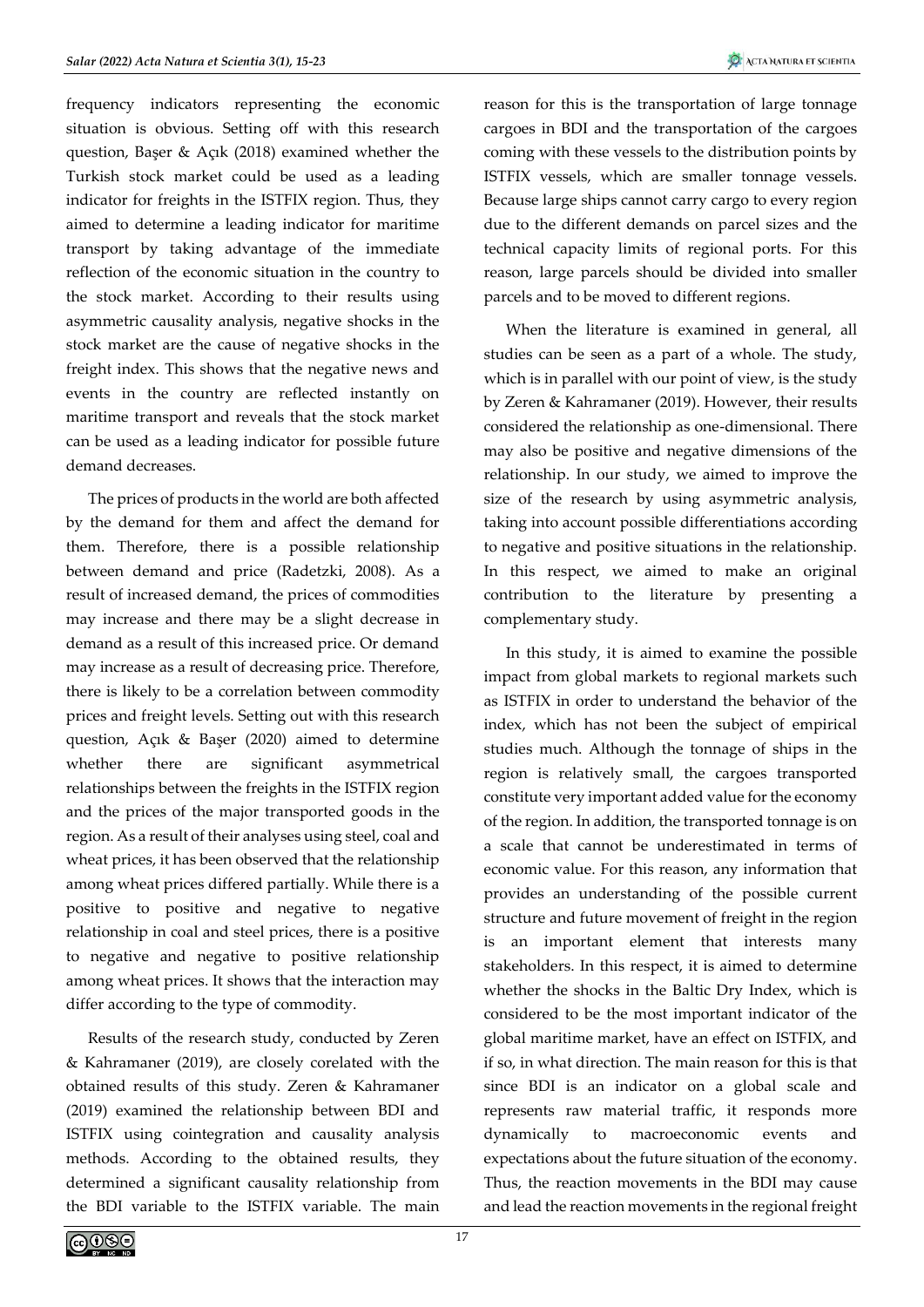frequency indicators representing the economic situation is obvious. Setting off with this research question, Başer & Açık (2018) examined whether the Turkish stock market could be used as a leading indicator for freights in the ISTFIX region. Thus, they aimed to determine a leading indicator for maritime transport by taking advantage of the immediate reflection of the economic situation in the country to the stock market. According to their results using asymmetric causality analysis, negative shocks in the stock market are the cause of negative shocks in the freight index. This shows that the negative news and events in the country are reflected instantly on maritime transport and reveals that the stock market can be used as a leading indicator for possible future demand decreases.

The prices of products in the world are both affected by the demand for them and affect the demand for them. Therefore, there is a possible relationship between demand and price (Radetzki, 2008). As a result of increased demand, the prices of commodities may increase and there may be a slight decrease in demand as a result of this increased price. Or demand may increase as a result of decreasing price. Therefore, there is likely to be a correlation between commodity prices and freight levels. Setting out with this research question, Açık & Başer (2020) aimed to determine whether there are significant asymmetrical relationships between the freights in the ISTFIX region and the prices of the major transported goods in the region. As a result of their analyses using steel, coal and wheat prices, it has been observed that the relationship among wheat prices differed partially. While there is a positive to positive and negative to negative relationship in coal and steel prices, there is a positive to negative and negative to positive relationship among wheat prices. It shows that the interaction may differ according to the type of commodity.

Results of the research study, conducted by Zeren & Kahramaner (2019), are closely corelated with the obtained results of this study. Zeren & Kahramaner (2019) examined the relationship between BDI and ISTFIX using cointegration and causality analysis methods. According to the obtained results, they determined a significant causality relationship from the BDI variable to the ISTFIX variable. The main reason for this is the transportation of large tonnage cargoes in BDI and the transportation of the cargoes coming with these vessels to the distribution points by ISTFIX vessels, which are smaller tonnage vessels. Because large ships cannot carry cargo to every region due to the different demands on parcel sizes and the technical capacity limits of regional ports. For this reason, large parcels should be divided into smaller parcels and to be moved to different regions.

When the literature is examined in general, all studies can be seen as a part of a whole. The study, which is in parallel with our point of view, is the study by Zeren & Kahramaner (2019). However, their results considered the relationship as one-dimensional. There may also be positive and negative dimensions of the relationship. In our study, we aimed to improve the size of the research by using asymmetric analysis, taking into account possible differentiations according to negative and positive situations in the relationship. In this respect, we aimed to make an original contribution to the literature by presenting a complementary study.

In this study, it is aimed to examine the possible impact from global markets to regional markets such as ISTFIX in order to understand the behavior of the index, which has not been the subject of empirical studies much. Although the tonnage of ships in the region is relatively small, the cargoes transported constitute very important added value for the economy of the region. In addition, the transported tonnage is on a scale that cannot be underestimated in terms of economic value. For this reason, any information that provides an understanding of the possible current structure and future movement of freight in the region is an important element that interests many stakeholders. In this respect, it is aimed to determine whether the shocks in the Baltic Dry Index, which is considered to be the most important indicator of the global maritime market, have an effect on ISTFIX, and if so, in what direction. The main reason for this is that since BDI is an indicator on a global scale and represents raw material traffic, it responds more dynamically to macroeconomic events and expectations about the future situation of the economy. Thus, the reaction movements in the BDI may cause and lead the reaction movements in the regional freight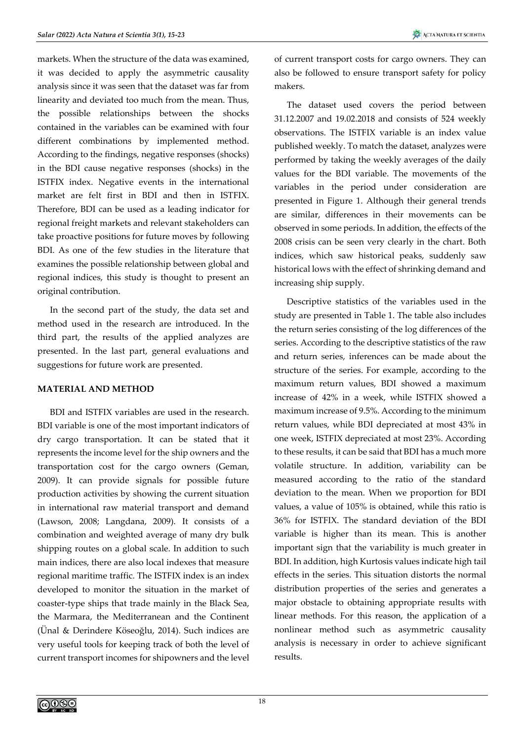markets. When the structure of the data was examined, it was decided to apply the asymmetric causality analysis since it was seen that the dataset was far from linearity and deviated too much from the mean. Thus, the possible relationships between the shocks contained in the variables can be examined with four different combinations by implemented method. According to the findings, negative responses (shocks) in the BDI cause negative responses (shocks) in the ISTFIX index. Negative events in the international market are felt first in BDI and then in ISTFIX. Therefore, BDI can be used as a leading indicator for regional freight markets and relevant stakeholders can take proactive positions for future moves by following BDI. As one of the few studies in the literature that examines the possible relationship between global and regional indices, this study is thought to present an original contribution.

In the second part of the study, the data set and method used in the research are introduced. In the third part, the results of the applied analyzes are presented. In the last part, general evaluations and suggestions for future work are presented.

## MATERIAL AND METHOD

BDI and ISTFIX variables are used in the research. BDI variable is one of the most important indicators of dry cargo transportation. It can be stated that it represents the income level for the ship owners and the transportation cost for the cargo owners (Geman, 2009). It can provide signals for possible future production activities by showing the current situation in international raw material transport and demand (Lawson, 2008; Langdana, 2009). It consists of a combination and weighted average of many dry bulk shipping routes on a global scale. In addition to such main indices, there are also local indexes that measure regional maritime traffic. The ISTFIX index is an index developed to monitor the situation in the market of coaster-type ships that trade mainly in the Black Sea, the Marmara, the Mediterranean and the Continent (Ünal & Derindere Köseoğlu, 2014). Such indices are very useful tools for keeping track of both the level of current transport incomes for shipowners and the level of current transport costs for cargo owners. They can also be followed to ensure transport safety for policy makers.

The dataset used covers the period between 31.12.2007 and 19.02.2018 and consists of 524 weekly observations. The ISTFIX variable is an index value published weekly. To match the dataset, analyzes were performed by taking the weekly averages of the daily values for the BDI variable. The movements of the variables in the period under consideration are presented in Figure 1. Although their general trends are similar, differences in their movements can be observed in some periods. In addition, the effects of the 2008 crisis can be seen very clearly in the chart. Both indices, which saw historical peaks, suddenly saw historical lows with the effect of shrinking demand and increasing ship supply.

Descriptive statistics of the variables used in the study are presented in Table 1. The table also includes the return series consisting of the log differences of the series. According to the descriptive statistics of the raw and return series, inferences can be made about the structure of the series. For example, according to the maximum return values, BDI showed a maximum increase of 42% in a week, while ISTFIX showed a maximum increase of 9.5%. According to the minimum return values, while BDI depreciated at most 43% in one week, ISTFIX depreciated at most 23%. According to these results, it can be said that BDI has a much more volatile structure. In addition, variability can be measured according to the ratio of the standard deviation to the mean. When we proportion for BDI values, a value of 105% is obtained, while this ratio is 36% for ISTFIX. The standard deviation of the BDI variable is higher than its mean. This is another important sign that the variability is much greater in BDI. In addition, high Kurtosis values indicate high tail effects in the series. This situation distorts the normal distribution properties of the series and generates a major obstacle to obtaining appropriate results with linear methods. For this reason, the application of a nonlinear method such as asymmetric causality analysis is necessary in order to achieve significant results.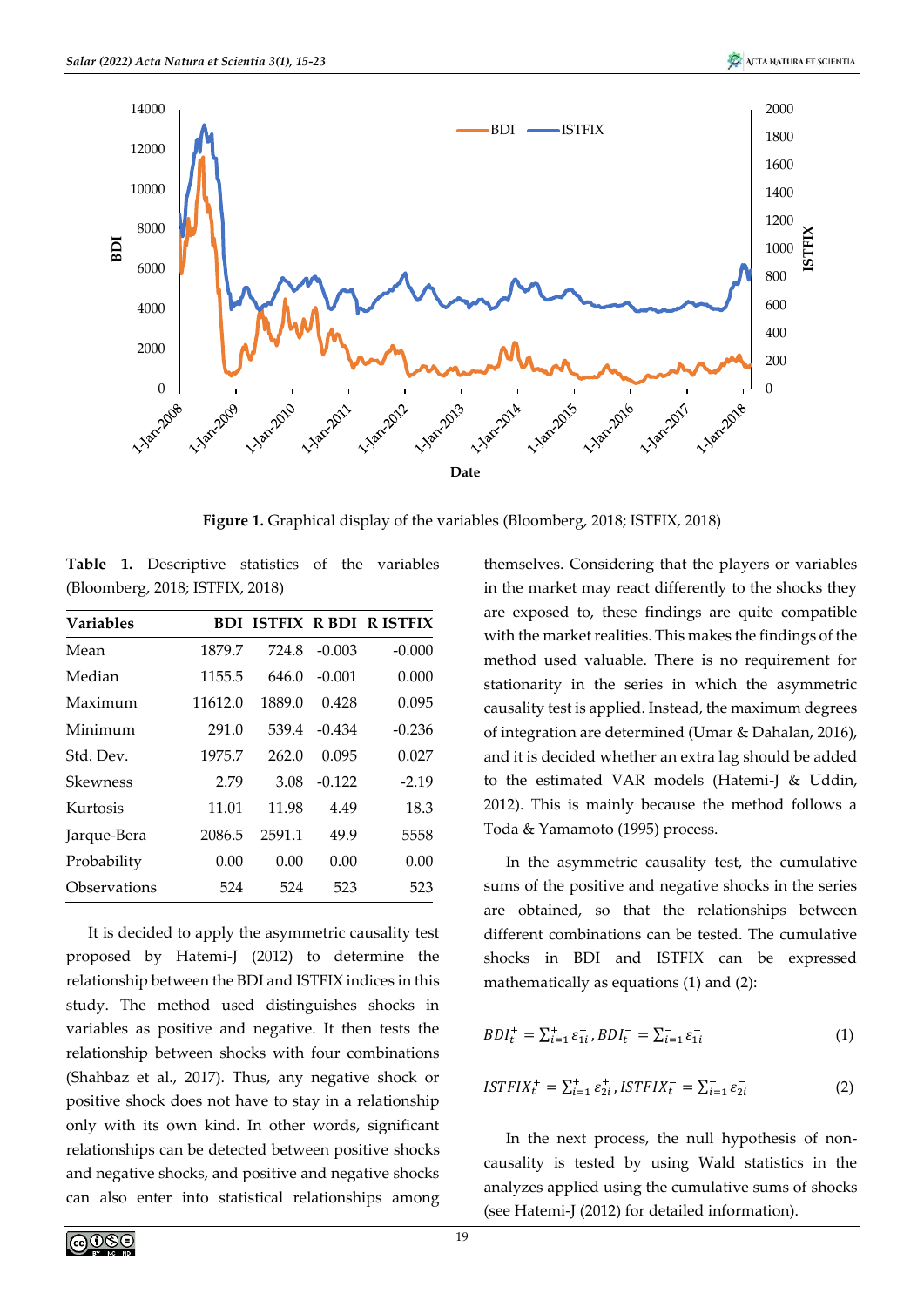Figure 1. Graphical display of the variables (Bloomberg, 2018; ISTFIX, 2018)

**Table 1.** Descriptive statistics of the variables (Bloomberg, 2018; ISTFIX, 2018)

| Variables | BDI | ISTFIX | R BDI | R ISTFIX |
|---|---|---|---|---|
| Mean | 1879.7 | 724.8 | -0.003 | -0.000 |
| Median | 1155.5 | 646.0 | -0.001 | 0.000 |
| Maximum | 11612.0 | 1889.0 | 0.428 | 0.095 |
| Minimum | 291.0 | 539.4 | -0.434 | -0.236 |
| Std. Dev. | 1975.7 | 262.0 | 0.095 | 0.027 |
| Skewness | 2.79 | 3.08 | -0.122 | -2.19 |
| Kurtosis | 11.01 | 11.98 | 4.49 | 18.3 |
| Jarque-Bera | 2086.5 | 2591.1 | 49.9 | 5558 |
| Probability | 0.00 | 0.00 | 0.00 | 0.00 |
| Observations | 524 | 524 | 523 | 523 |

It is decided to apply the asymmetric causality test proposed by Hatemi-J (2012) to determine the relationship between the BDI and ISTFIX indices in this study. The method used distinguishes shocks in variables as positive and negative. It then tests the relationship between shocks with four combinations (Shahbaz et al., 2017). Thus, any negative shock or positive shock does not have to stay in a relationship only with its own kind. In other words, significant relationships can be detected between positive shocks and negative shocks, and positive and negative shocks can also enter into statistical relationships among themselves. Considering that the players or variables in the market may react differently to the shocks they are exposed to, these findings are quite compatible with the market realities. This makes the findings of the method used valuable. There is no requirement for stationarity in the series in which the asymmetric causality test is applied. Instead, the maximum degrees of integration are determined (Umar & Dahalan, 2016), and it is decided whether an extra lag should be added to the estimated VAR models (Hatemi-J & Uddin, 2012). This is mainly because the method follows a Toda & Yamamoto (1995) process.

In the asymmetric causality test, the cumulative sums of the positive and negative shocks in the series are obtained, so that the relationships between different combinations can be tested. The cumulative shocks in BDI and ISTFIX can be expressed mathematically as equations (1) and (2):

$$BDI_t^+ = \sum_{i=1}^{+} \varepsilon_{1i}^+, BDI_t^- = \sum_{i=1}^{-} \varepsilon_{1i}^- \tag{1}$$

$$ISTFIX_t^+ = \sum_{i=1}^{+} \varepsilon_{2i}^+, ISTFIX_t^- = \sum_{i=1}^{-} \varepsilon_{2i}^- \tag{2}$$

In the next process, the null hypothesis of non-causality is tested by using Wald statistics in the analyzes applied using the cumulative sums of shocks (see Hatemi-J (2012) for detailed information).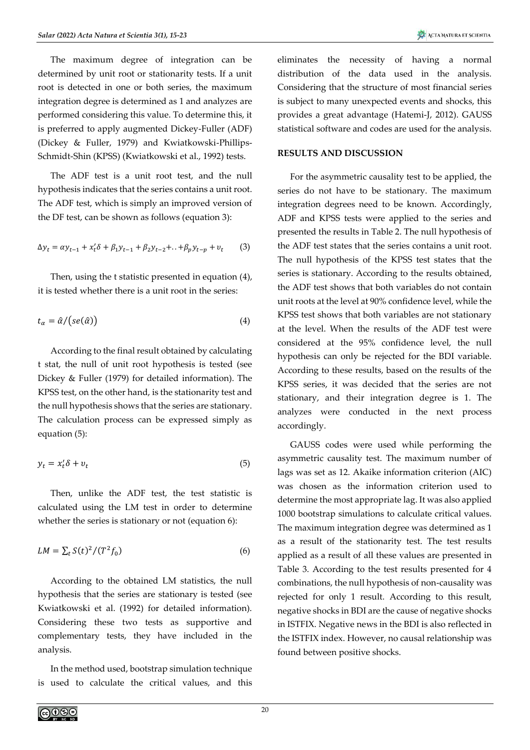The maximum degree of integration can be determined by unit root or stationarity tests. If a unit root is detected in one or both series, the maximum integration degree is determined as 1 and analyzes are performed considering this value. To determine this, it is preferred to apply augmented Dickey-Fuller (ADF) (Dickey & Fuller, 1979) and Kwiatkowski-Phillips-Schmidt-Shin (KPSS) (Kwiatkowski et al., 1992) tests.

The ADF test is a unit root test, and the null hypothesis indicates that the series contains a unit root. The ADF test, which is simply an improved version of the DF test, can be shown as follows (equation 3):

$$\Delta y_t = \alpha y_{t-1} + x_t'\delta + \beta_1 y_{t-1} + \beta_2 y_{t-2} + \ldots + \beta_p y_{t-p} + v_t \qquad (3)$$

Then, using the t statistic presented in equation (4), it is tested whether there is a unit root in the series:

$$t_\alpha = \hat{\alpha}/\left(se(\hat{\alpha})\right) \qquad (4)$$

According to the final result obtained by calculating t stat, the null of unit root hypothesis is tested (see Dickey & Fuller (1979) for detailed information). The KPSS test, on the other hand, is the stationarity test and the null hypothesis shows that the series are stationary. The calculation process can be expressed simply as equation (5):

$$y_t = x_t'\delta + v_t \qquad (5)$$

Then, unlike the ADF test, the test statistic is calculated using the LM test in order to determine whether the series is stationary or not (equation 6):

$$LM = \sum_t S(t)^2/(T^2 f_0) \qquad (6)$$

According to the obtained LM statistics, the null hypothesis that the series are stationary is tested (see Kwiatkowski et al. (1992) for detailed information). Considering these two tests as supportive and complementary tests, they have included in the analysis.

In the method used, bootstrap simulation technique is used to calculate the critical values, and this eliminates the necessity of having a normal distribution of the data used in the analysis. Considering that the structure of most financial series is subject to many unexpected events and shocks, this provides a great advantage (Hatemi-J, 2012). GAUSS statistical software and codes are used for the analysis.

## RESULTS AND DISCUSSION

For the asymmetric causality test to be applied, the series do not have to be stationary. The maximum integration degrees need to be known. Accordingly, ADF and KPSS tests were applied to the series and presented the results in Table 2. The null hypothesis of the ADF test states that the series contains a unit root. The null hypothesis of the KPSS test states that the series is stationary. According to the results obtained, the ADF test shows that both variables do not contain unit roots at the level at 90% confidence level, while the KPSS test shows that both variables are not stationary at the level. When the results of the ADF test were considered at the 95% confidence level, the null hypothesis can only be rejected for the BDI variable. According to these results, based on the results of the KPSS series, it was decided that the series are not stationary, and their integration degree is 1. The analyzes were conducted in the next process accordingly.

GAUSS codes were used while performing the asymmetric causality test. The maximum number of lags was set as 12. Akaike information criterion (AIC) was chosen as the information criterion used to determine the most appropriate lag. It was also applied 1000 bootstrap simulations to calculate critical values. The maximum integration degree was determined as 1 as a result of the stationarity test. The test results applied as a result of all these values are presented in Table 3. According to the test results presented for 4 combinations, the null hypothesis of non-causality was rejected for only 1 result. According to this result, negative shocks in BDI are the cause of negative shocks in ISTFIX. Negative news in the BDI is also reflected in the ISTFIX index. However, no causal relationship was found between positive shocks.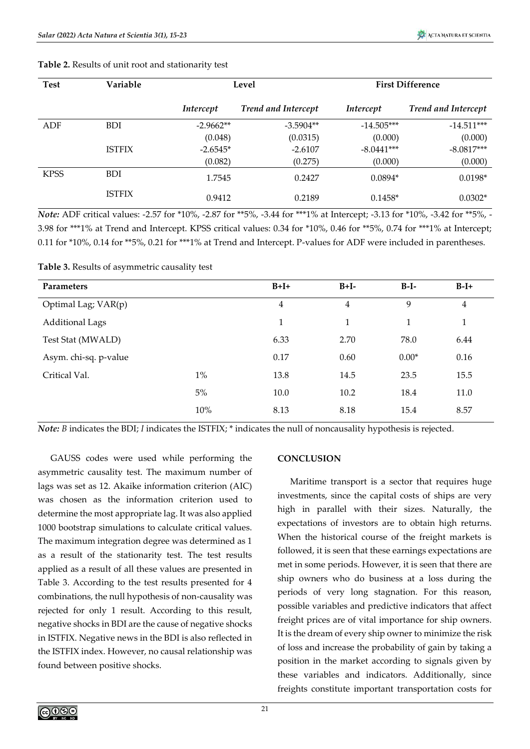**Table 2.** Results of unit root and stationarity test

| Test | Variable | Level | | First Difference | |
|---|---|---|---|---|---|
| | | *Intercept* | *Trend and Intercept* | *Intercept* | *Trend and Intercept* |
| ADF | BDI | -2.9662** | -3.5904** | -14.505*** | -14.511*** |
| | | (0.048) | (0.0315) | (0.000) | (0.000) |
| | ISTFIX | -2.6545* | -2.6107 | -8.0441*** | -8.0817*** |
| | | (0.082) | (0.275) | (0.000) | (0.000) |
| KPSS | BDI | 1.7545 | 0.2427 | 0.0894* | 0.0198* |
| | ISTFIX | 0.9412 | 0.2189 | 0.1458* | 0.0302* |

***Note:*** ADF critical values: -2.57 for *10%, -2.87 for **5%, -3.44 for ***1% at Intercept; -3.13 for *10%, -3.42 for **5%, -3.98 for ***1% at Trend and Intercept. KPSS critical values: 0.34 for *10%, 0.46 for **5%, 0.74 for ***1% at Intercept; 0.11 for *10%, 0.14 for **5%, 0.21 for ***1% at Trend and Intercept. P-values for ADF were included in parentheses.

**Table 3.** Results of asymmetric causality test

| Parameters | | B+I+ | B+I- | B-I- | B-I+ |
|---|---|---|---|---|---|
| Optimal Lag; VAR(p) | | 4 | 4 | 9 | 4 |
| Additional Lags | | 1 | 1 | 1 | 1 |
| Test Stat (MWALD) | | 6.33 | 2.70 | 78.0 | 6.44 |
| Asym. chi-sq. p-value | | 0.17 | 0.60 | 0.00* | 0.16 |
| Critical Val. | 1% | 13.8 | 14.5 | 23.5 | 15.5 |
| | 5% | 10.0 | 10.2 | 18.4 | 11.0 |
| | 10% | 8.13 | 8.18 | 15.4 | 8.57 |

***Note:*** *B* indicates the BDI; *I* indicates the ISTFIX; * indicates the null of noncausality hypothesis is rejected.

GAUSS codes were used while performing the asymmetric causality test. The maximum number of lags was set as 12. Akaike information criterion (AIC) was chosen as the information criterion used to determine the most appropriate lag. It was also applied 1000 bootstrap simulations to calculate critical values. The maximum integration degree was determined as 1 as a result of the stationarity test. The test results applied as a result of all these values are presented in Table 3. According to the test results presented for 4 combinations, the null hypothesis of non-causality was rejected for only 1 result. According to this result, negative shocks in BDI are the cause of negative shocks in ISTFIX. Negative news in the BDI is also reflected in the ISTFIX index. However, no causal relationship was found between positive shocks.

## CONCLUSION

Maritime transport is a sector that requires huge investments, since the capital costs of ships are very high in parallel with their sizes. Naturally, the expectations of investors are to obtain high returns. When the historical course of the freight markets is followed, it is seen that these earnings expectations are met in some periods. However, it is seen that there are ship owners who do business at a loss during the periods of very long stagnation. For this reason, possible variables and predictive indicators that affect freight prices are of vital importance for ship owners. It is the dream of every ship owner to minimize the risk of loss and increase the probability of gain by taking a position in the market according to signals given by these variables and indicators. Additionally, since freights constitute important transportation costs for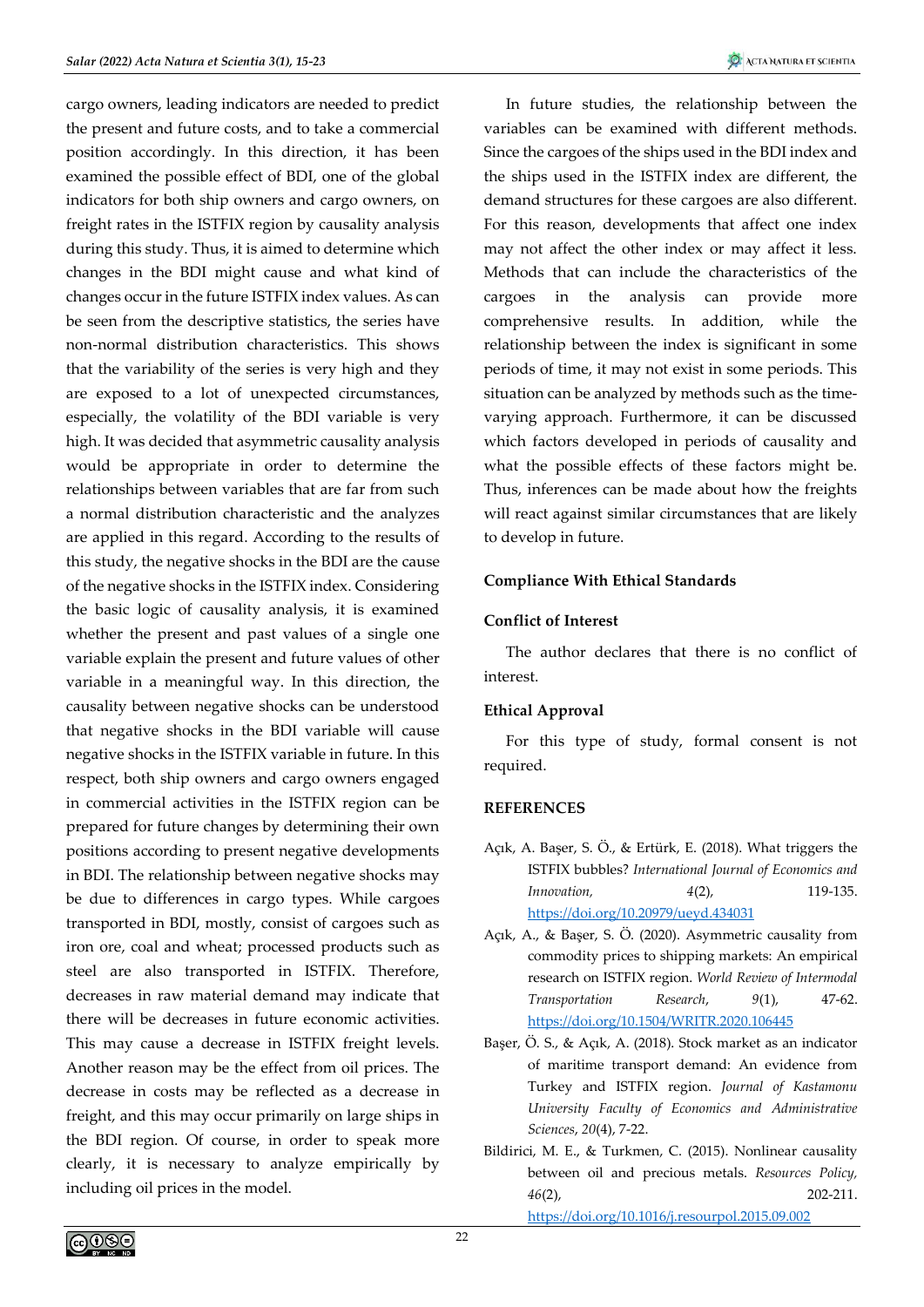cargo owners, leading indicators are needed to predict the present and future costs, and to take a commercial position accordingly. In this direction, it has been examined the possible effect of BDI, one of the global indicators for both ship owners and cargo owners, on freight rates in the ISTFIX region by causality analysis during this study. Thus, it is aimed to determine which changes in the BDI might cause and what kind of changes occur in the future ISTFIX index values. As can be seen from the descriptive statistics, the series have non-normal distribution characteristics. This shows that the variability of the series is very high and they are exposed to a lot of unexpected circumstances, especially, the volatility of the BDI variable is very high. It was decided that asymmetric causality analysis would be appropriate in order to determine the relationships between variables that are far from such a normal distribution characteristic and the analyzes are applied in this regard. According to the results of this study, the negative shocks in the BDI are the cause of the negative shocks in the ISTFIX index. Considering the basic logic of causality analysis, it is examined whether the present and past values of a single one variable explain the present and future values of other variable in a meaningful way. In this direction, the causality between negative shocks can be understood that negative shocks in the BDI variable will cause negative shocks in the ISTFIX variable in future. In this respect, both ship owners and cargo owners engaged in commercial activities in the ISTFIX region can be prepared for future changes by determining their own positions according to present negative developments in BDI. The relationship between negative shocks may be due to differences in cargo types. While cargoes transported in BDI, mostly, consist of cargoes such as iron ore, coal and wheat; processed products such as steel are also transported in ISTFIX. Therefore, decreases in raw material demand may indicate that there will be decreases in future economic activities. This may cause a decrease in ISTFIX freight levels. Another reason may be the effect from oil prices. The decrease in costs may be reflected as a decrease in freight, and this may occur primarily on large ships in the BDI region. Of course, in order to speak more clearly, it is necessary to analyze empirically by including oil prices in the model.

In future studies, the relationship between the variables can be examined with different methods. Since the cargoes of the ships used in the BDI index and the ships used in the ISTFIX index are different, the demand structures for these cargoes are also different. For this reason, developments that affect one index may not affect the other index or may affect it less. Methods that can include the characteristics of the cargoes in the analysis can provide more comprehensive results. In addition, while the relationship between the index is significant in some periods of time, it may not exist in some periods. This situation can be analyzed by methods such as the time-varying approach. Furthermore, it can be discussed which factors developed in periods of causality and what the possible effects of these factors might be. Thus, inferences can be made about how the freights will react against similar circumstances that are likely to develop in future.

## Compliance With Ethical Standards

### Conflict of Interest

The author declares that there is no conflict of interest.

### Ethical Approval

For this type of study, formal consent is not required.

## REFERENCES

Açık, A. Başer, S. Ö., & Ertürk, E. (2018). What triggers the ISTFIX bubbles? *International Journal of Economics and Innovation, 4*(2), 119-135. https://doi.org/10.20979/ueyd.434031

Açık, A., & Başer, S. Ö. (2020). Asymmetric causality from commodity prices to shipping markets: An empirical research on ISTFIX region. *World Review of Intermodal Transportation Research*, *9*(1), 47-62. https://doi.org/10.1504/WRITR.2020.106445

Başer, Ö. S., & Açık, A. (2018). Stock market as an indicator of maritime transport demand: An evidence from Turkey and ISTFIX region. *Journal of Kastamonu University Faculty of Economics and Administrative Sciences*, *20*(4), 7-22.

Bildirici, M. E., & Turkmen, C. (2015). Nonlinear causality between oil and precious metals. *Resources Policy, 46*(2), 202-211. https://doi.org/10.1016/j.resourpol.2015.09.002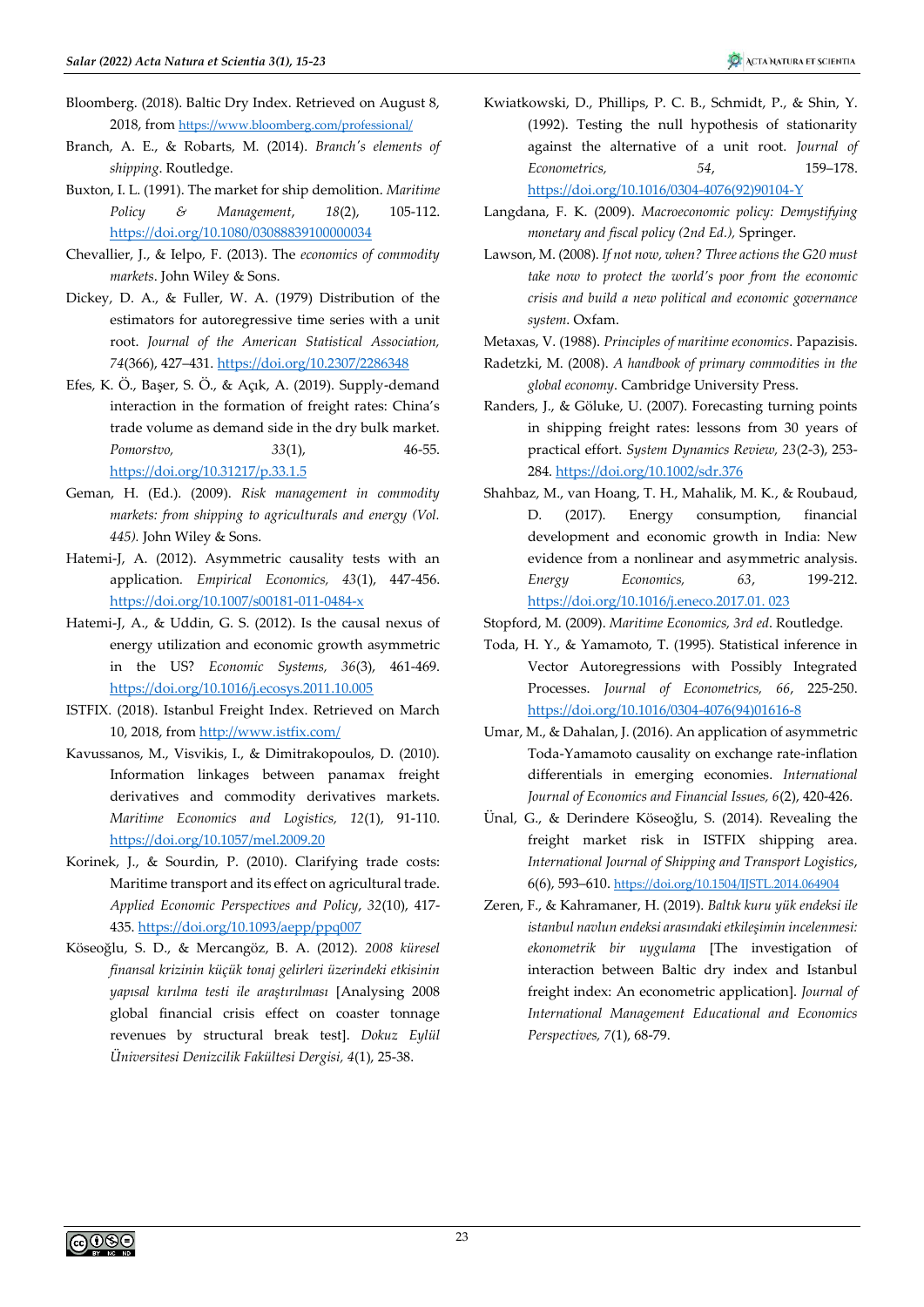Bloomberg. (2018). Baltic Dry Index. Retrieved on August 8, 2018, from https://www.bloomberg.com/professional/

Branch, A. E., & Robarts, M. (2014). *Branch's elements of shipping*. Routledge.

Buxton, I. L. (1991). The market for ship demolition. *Maritime Policy & Management*, *18*(2), 105-112. https://doi.org/10.1080/03088839100000034

Chevallier, J., & Ielpo, F. (2013). The *economics of commodity markets*. John Wiley & Sons.

Dickey, D. A., & Fuller, W. A. (1979) Distribution of the estimators for autoregressive time series with a unit root. *Journal of the American Statistical Association, 74*(366), 427–431. https://doi.org/10.2307/2286348

Efes, K. Ö., Başer, S. Ö., & Açık, A. (2019). Supply-demand interaction in the formation of freight rates: China's trade volume as demand side in the dry bulk market. *Pomorstvo,* *33*(1), 46-55. https://doi.org/10.31217/p.33.1.5

Geman, H. (Ed.). (2009). *Risk management in commodity markets: from shipping to agriculturals and energy (Vol. 445).* John Wiley & Sons.

Hatemi-J, A. (2012). Asymmetric causality tests with an application. *Empirical Economics, 43*(1), 447-456. https://doi.org/10.1007/s00181-011-0484-x

Hatemi-J, A., & Uddin, G. S. (2012). Is the causal nexus of energy utilization and economic growth asymmetric in the US? *Economic Systems, 36*(3), 461-469. https://doi.org/10.1016/j.ecosys.2011.10.005

ISTFIX. (2018). Istanbul Freight Index. Retrieved on March 10, 2018, from http://www.istfix.com/

Kavussanos, M., Visvikis, I., & Dimitrakopoulos, D. (2010). Information linkages between panamax freight derivatives and commodity derivatives markets. *Maritime Economics and Logistics, 12*(1), 91-110. https://doi.org/10.1057/mel.2009.20

Korinek, J., & Sourdin, P. (2010). Clarifying trade costs: Maritime transport and its effect on agricultural trade. *Applied Economic Perspectives and Policy*, *32*(10), 417-435. https://doi.org/10.1093/aepp/ppq007

Köseoğlu, S. D., & Mercangöz, B. A. (2012). *2008 küresel finansal krizinin küçük tonaj gelirleri üzerindeki etkisinin yapısal kırılma testi ile araştırılması* [Analysing 2008 global financial crisis effect on coaster tonnage revenues by structural break test]. *Dokuz Eylül Üniversitesi Denizcilik Fakültesi Dergisi, 4*(1), 25-38.

Kwiatkowski, D., Phillips, P. C. B., Schmidt, P., & Shin, Y. (1992). Testing the null hypothesis of stationarity against the alternative of a unit root. *Journal of Econometrics,* *54*, 159–178. https://doi.org/10.1016/0304-4076(92)90104-Y

Langdana, F. K. (2009). *Macroeconomic policy: Demystifying monetary and fiscal policy (2nd Ed.),* Springer.

Lawson, M. (2008). *If not now, when? Three actions the G20 must take now to protect the world's poor from the economic crisis and build a new political and economic governance system*. Oxfam.

Metaxas, V. (1988). *Principles of maritime economics*. Papazisis.

Radetzki, M. (2008). *A handbook of primary commodities in the global economy*. Cambridge University Press.

Randers, J., & Göluke, U. (2007). Forecasting turning points in shipping freight rates: lessons from 30 years of practical effort. *System Dynamics Review, 23*(2-3), 253-284. https://doi.org/10.1002/sdr.376

Shahbaz, M., van Hoang, T. H., Mahalik, M. K., & Roubaud, D. (2017). Energy consumption, financial development and economic growth in India: New evidence from a nonlinear and asymmetric analysis. *Energy Economics,* *63*, 199-212. https://doi.org/10.1016/j.eneco.2017.01. 023

Stopford, M. (2009). *Maritime Economics, 3rd ed*. Routledge.

Toda, H. Y., & Yamamoto, T. (1995). Statistical inference in Vector Autoregressions with Possibly Integrated Processes. *Journal of Econometrics, 66*, 225-250. https://doi.org/10.1016/0304-4076(94)01616-8

Umar, M., & Dahalan, J. (2016). An application of asymmetric Toda-Yamamoto causality on exchange rate-inflation differentials in emerging economies. *International Journal of Economics and Financial Issues, 6*(2), 420-426.

Ünal, G., & Derindere Köseoğlu, S. (2014). Revealing the freight market risk in ISTFIX shipping area. *International Journal of Shipping and Transport Logistics*, 6(6), 593–610. https://doi.org/10.1504/IJSTL.2014.064904

Zeren, F., & Kahramaner, H. (2019). *Baltık kuru yük endeksi ile istanbul navlun endeksi arasındaki etkileşimin incelenmesi: ekonometrik bir uygulama* [The investigation of interaction between Baltic dry index and Istanbul freight index: An econometric application]. *Journal of International Management Educational and Economics Perspectives, 7*(1), 68-79.